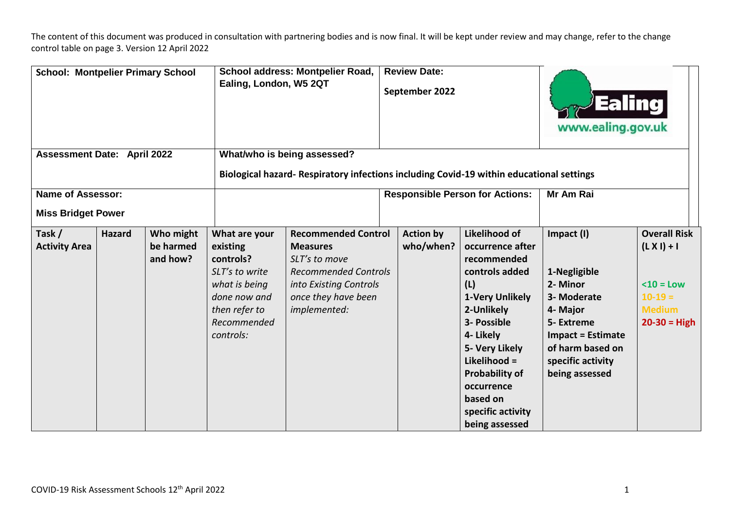The content of this document was produced in consultation with partnering bodies and is now final. It will be kept under review and may change, refer to the change control table on page 3. Version 12 April 2022

| **School: Montpelier Primary School** | **School address: Montpelier Road, Ealing, London, W5 2QT** | **Review Date:** **September 2022** | Ealing www.ealing.gov.uk |
|---|---|---|---|
| **Assessment Date: April 2022** | **What/who is being assessed?** **Biological hazard- Respiratory infections including Covid-19 within educational settings** | | |
| **Name of Assessor:** **Miss Bridget Power** | | **Responsible Person for Actions:** | **Mr Am Rai** |

| **Task / Activity Area** | **Hazard** | **Who might be harmed and how?** | **What are your existing controls?** *SLT's to write what is being done now and then refer to Recommended controls:* | **Recommended Control Measures** *SLT's to move Recommended Controls into Existing Controls once they have been implemented:* | **Action by who/when?** | **Likelihood of occurrence after recommended controls added (L)** **1-Very Unlikely** **2-Unlikely** **3- Possible** **4- Likely** **5- Very Likely** **Likelihood = Probability of occurrence based on specific activity being assessed** | **Impact (I)** **1-Negligible** **2- Minor** **3- Moderate** **4- Major** **5- Extreme** **Impact = Estimate of harm based on specific activity being assessed** | **Overall Risk (L X I) + I** **<10 = Low** **10-19 = Medium** **20-30 = High** |
|---|---|---|---|---|---|---|---|---|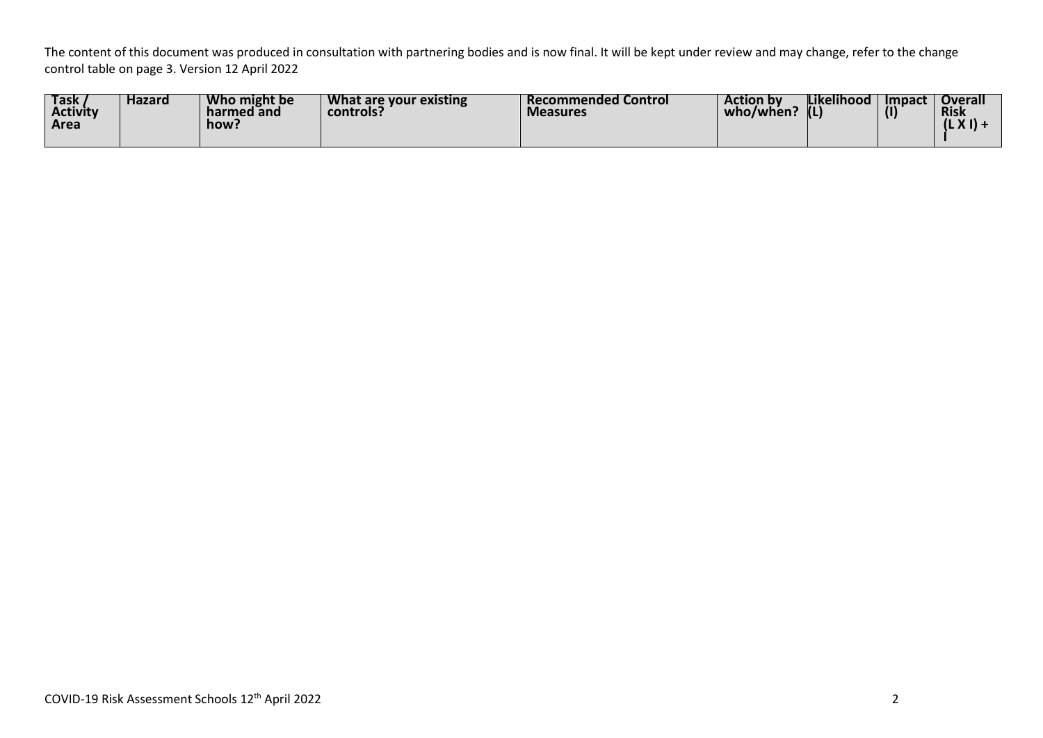The content of this document was produced in consultation with partnering bodies and is now final. It will be kept under review and may change, refer to the change control table on page 3. Version 12 April 2022

| Task / Activity Area | Hazard | Who might be harmed and how? | What are your existing controls? | Recommended Control Measures | Action by who/when? | Likelihood (L) | Impact (I) | Overall Risk (L X I) + I |
|---|---|---|---|---|---|---|---|---|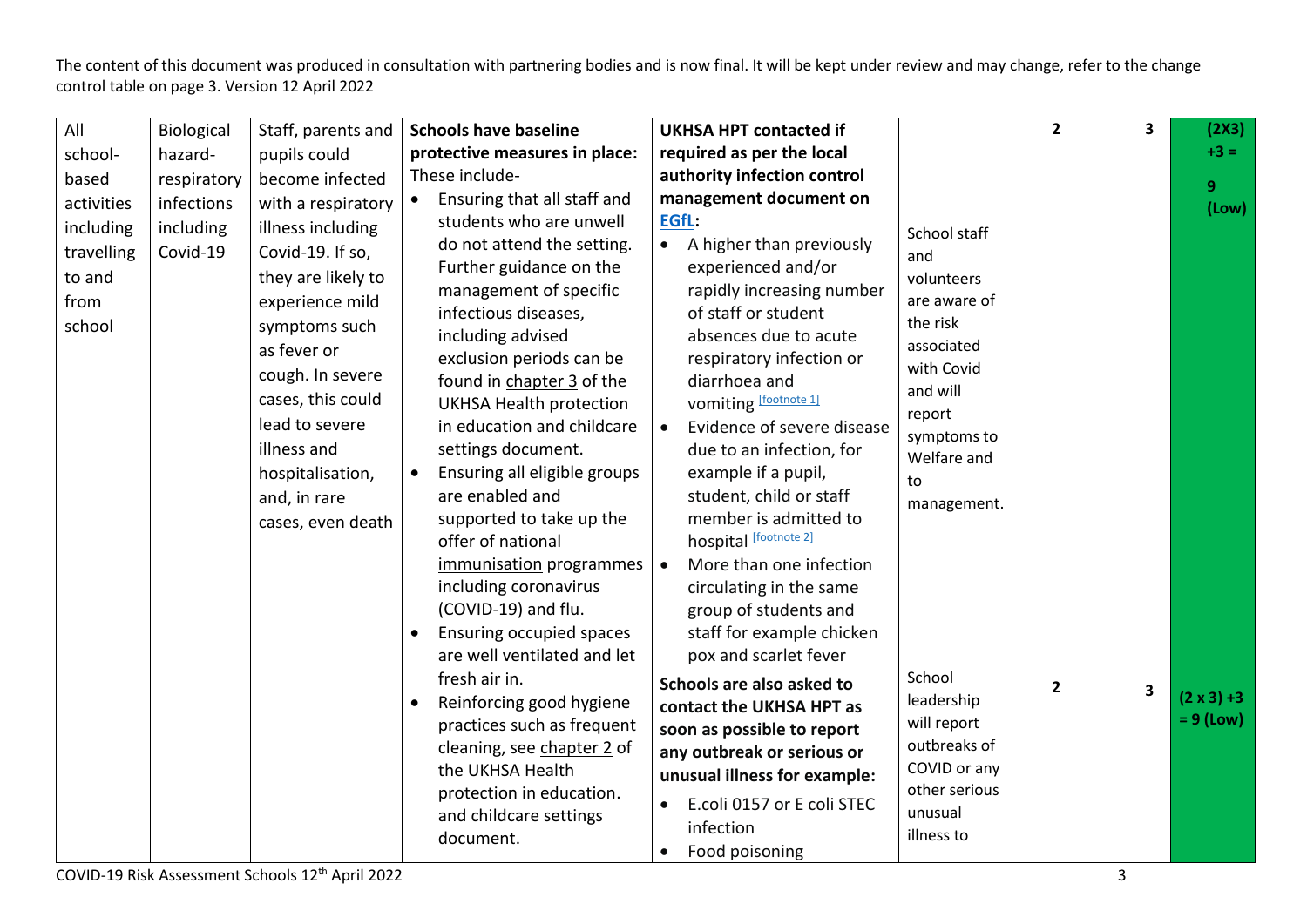The content of this document was produced in consultation with partnering bodies and is now final. It will be kept under review and may change, refer to the change control table on page 3. Version 12 April 2022

| | | | | | | | | |
|---|---|---|---|---|---|---|---|---|
| All school-based activities including travelling to and from school | Biological hazard-respiratory infections including Covid-19 | Staff, parents and pupils could become infected with a respiratory illness including Covid-19. If so, they are likely to experience mild symptoms such as fever or cough. In severe cases, this could lead to severe illness and hospitalisation, and, in rare cases, even death | **Schools have baseline protective measures in place:** These include-<br>• Ensuring that all staff and students who are unwell do not attend the setting. Further guidance on the management of specific infectious diseases, including advised exclusion periods can be found in chapter 3 of the UKHSA Health protection in education and childcare settings document.<br>• Ensuring all eligible groups are enabled and supported to take up the offer of national immunisation programmes including coronavirus (COVID-19) and flu.<br>• Ensuring occupied spaces are well ventilated and let fresh air in.<br>• Reinforcing good hygiene practices such as frequent cleaning, see chapter 2 of the UKHSA Health protection in education. and childcare settings document. | **UKHSA HPT contacted if required as per the local authority infection control management document on EGfL:**<br>• A higher than previously experienced and/or rapidly increasing number of staff or student absences due to acute respiratory infection or diarrhoea and vomiting [footnote 1]<br>• Evidence of severe disease due to an infection, for example if a pupil, student, child or staff member is admitted to hospital [footnote 2]<br>• More than one infection circulating in the same group of students and staff for example chicken pox and scarlet fever | School staff and volunteers are aware of the risk associated with Covid and will report symptoms to Welfare and to management. | 2 | 3 | (2X3) +3 = 9 (Low) |
| | | | | **Schools are also asked to contact the UKHSA HPT as soon as possible to report any outbreak or serious or unusual illness for example:**<br>• E.coli 0157 or E coli STEC infection<br>• Food poisoning | School leadership will report outbreaks of COVID or any other serious unusual illness to | 2 | 3 | (2 x 3) +3 = 9 (Low) |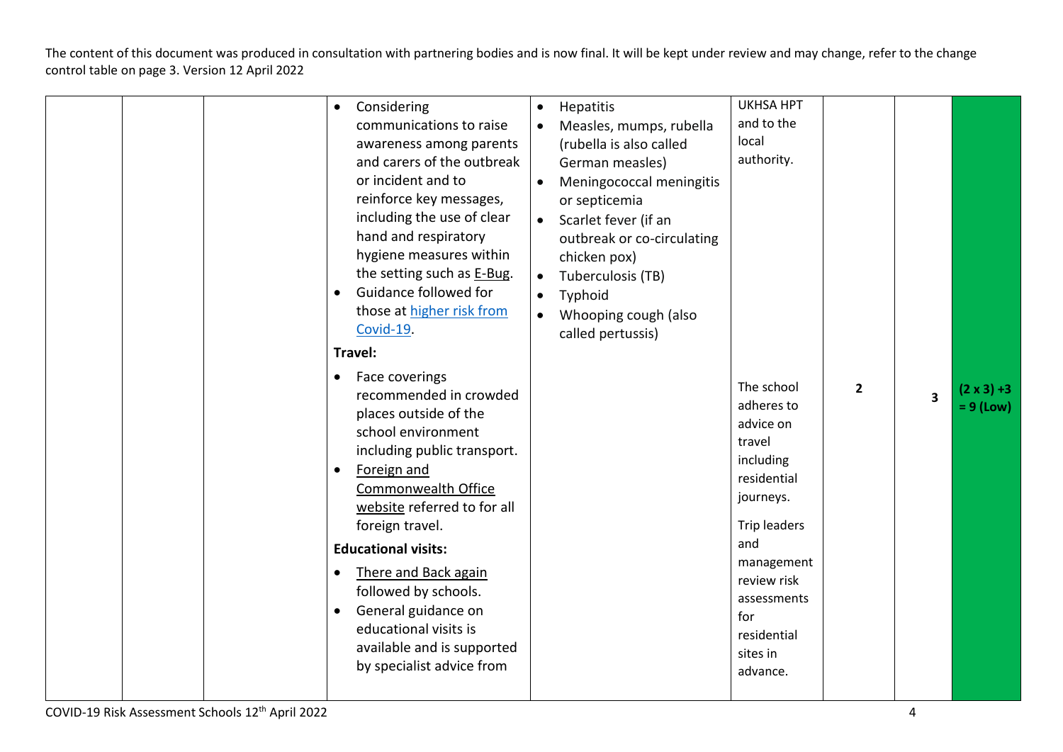The content of this document was produced in consultation with partnering bodies and is now final. It will be kept under review and may change, refer to the change control table on page 3. Version 12 April 2022

| | | | | | | | | |
|---|---|---|---|---|---|---|---|---|
| | | | • Considering communications to raise awareness among parents and carers of the outbreak or incident and to reinforce key messages, including the use of clear hand and respiratory hygiene measures within the setting such as E-Bug.<br>• Guidance followed for those at higher risk from Covid-19. | • Hepatitis<br>• Measles, mumps, rubella (rubella is also called German measles)<br>• Meningococcal meningitis or septicemia<br>• Scarlet fever (if an outbreak or co-circulating chicken pox)<br>• Tuberculosis (TB)<br>• Typhoid<br>• Whooping cough (also called pertussis) | UKHSA HPT and to the local authority. | | | |
| | | | **Travel:**<br>• Face coverings recommended in crowded places outside of the school environment including public transport.<br>• Foreign and Commonwealth Office website referred to for all foreign travel.<br>**Educational visits:**<br>• There and Back again followed by schools.<br>• General guidance on educational visits is available and is supported by specialist advice from | | The school adheres to advice on travel including residential journeys.<br>Trip leaders and management review risk assessments for residential sites in advance. | **2** | **3** | **(2 x 3) +3 = 9 (Low)** |

COVID-19 Risk Assessment Schools 12th April 2022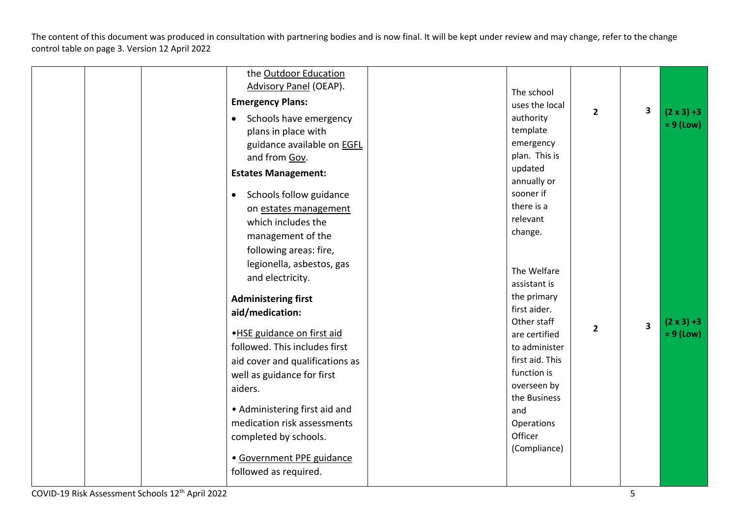The content of this document was produced in consultation with partnering bodies and is now final. It will be kept under review and may change, refer to the change control table on page 3. Version 12 April 2022

| | | | | | | | | |
|---|---|---|---|---|---|---|---|---|
| | | | the Outdoor Education Advisory Panel (OEAP).<br><br>**Emergency Plans:**<br><br>• Schools have emergency plans in place with guidance available on EGFL and from Gov.<br><br>**Estates Management:**<br><br>• Schools follow guidance on estates management which includes the management of the following areas: fire, legionella, asbestos, gas and electricity. | | The school uses the local authority template emergency plan. This is updated annually or sooner if there is a relevant change. | **2** | **3** | **(2 x 3) +3 = 9 (Low)** |
| | | | **Administering first aid/medication:**<br><br>• HSE guidance on first aid followed. This includes first aid cover and qualifications as well as guidance for first aiders.<br><br>• Administering first aid and medication risk assessments completed by schools.<br><br>• Government PPE guidance followed as required. | | The Welfare assistant is the primary first aider. Other staff are certified to administer first aid. This function is overseen by the Business and Operations Officer (Compliance) | **2** | **3** | **(2 x 3) +3 = 9 (Low)** |

COVID-19 Risk Assessment Schools 12th April 2022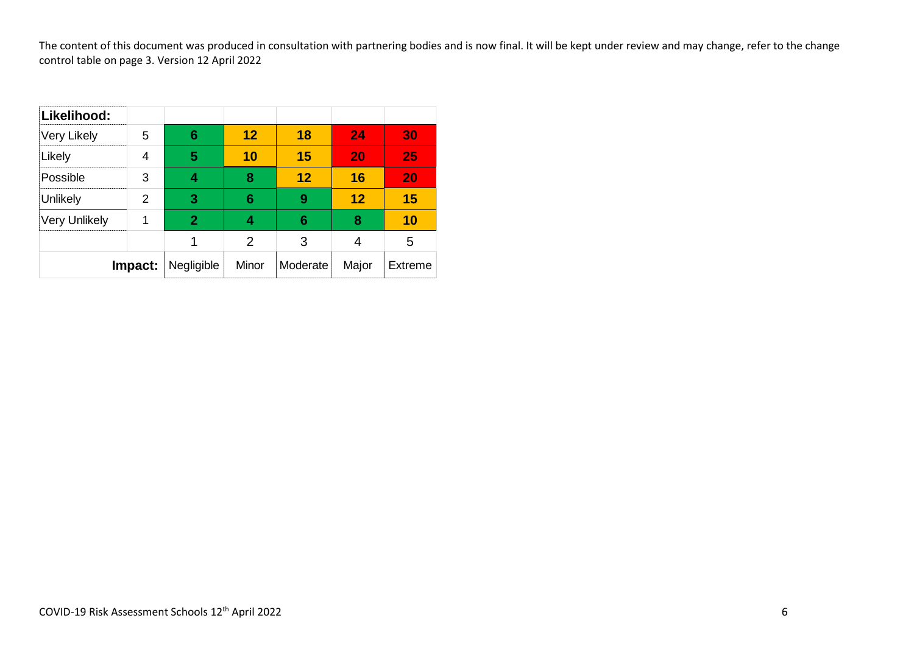The content of this document was produced in consultation with partnering bodies and is now final. It will be kept under review and may change, refer to the change control table on page 3. Version 12 April 2022

| **Likelihood:** | | | | | | |
|---|---|---|---|---|---|---|
| Very Likely | 5 | **6** | **12** | **18** | **24** | **30** |
| Likely | 4 | **5** | **10** | **15** | **20** | **25** |
| Possible | 3 | **4** | **8** | **12** | **16** | **20** |
| Unlikely | 2 | **3** | **6** | **9** | **12** | **15** |
| Very Unlikely | 1 | **2** | **4** | **6** | **8** | **10** |
| | | 1 | 2 | 3 | 4 | 5 |
| | **Impact:** | Negligible | Minor | Moderate | Major | Extreme |